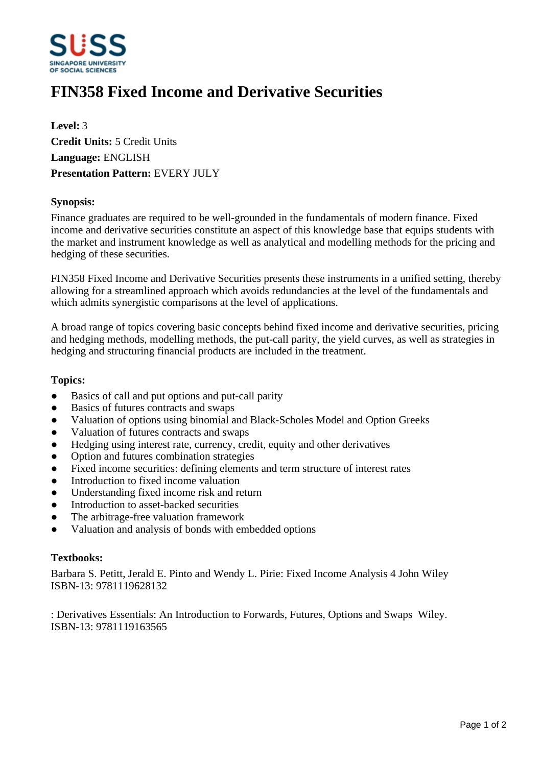# FIN358 Fixed Income and Derivative Securities

**Level:** 3
**Credit Units:** 5 Credit Units
**Language:** ENGLISH
**Presentation Pattern:** EVERY JULY

**Synopsis:**

Finance graduates are required to be well-grounded in the fundamentals of modern finance. Fixed income and derivative securities constitute an aspect of this knowledge base that equips students with the market and instrument knowledge as well as analytical and modelling methods for the pricing and hedging of these securities.

FIN358 Fixed Income and Derivative Securities presents these instruments in a unified setting, thereby allowing for a streamlined approach which avoids redundancies at the level of the fundamentals and which admits synergistic comparisons at the level of applications.

A broad range of topics covering basic concepts behind fixed income and derivative securities, pricing and hedging methods, modelling methods, the put-call parity, the yield curves, as well as strategies in hedging and structuring financial products are included in the treatment.

**Topics:**

- Basics of call and put options and put-call parity
- Basics of futures contracts and swaps
- Valuation of options using binomial and Black-Scholes Model and Option Greeks
- Valuation of futures contracts and swaps
- Hedging using interest rate, currency, credit, equity and other derivatives
- Option and futures combination strategies
- Fixed income securities: defining elements and term structure of interest rates
- Introduction to fixed income valuation
- Understanding fixed income risk and return
- Introduction to asset-backed securities
- The arbitrage-free valuation framework
- Valuation and analysis of bonds with embedded options

**Textbooks:**

Barbara S. Petitt, Jerald E. Pinto and Wendy L. Pirie: Fixed Income Analysis 4 John Wiley
ISBN-13: 9781119628132

: Derivatives Essentials: An Introduction to Forwards, Futures, Options and Swaps Wiley.
ISBN-13: 9781119163565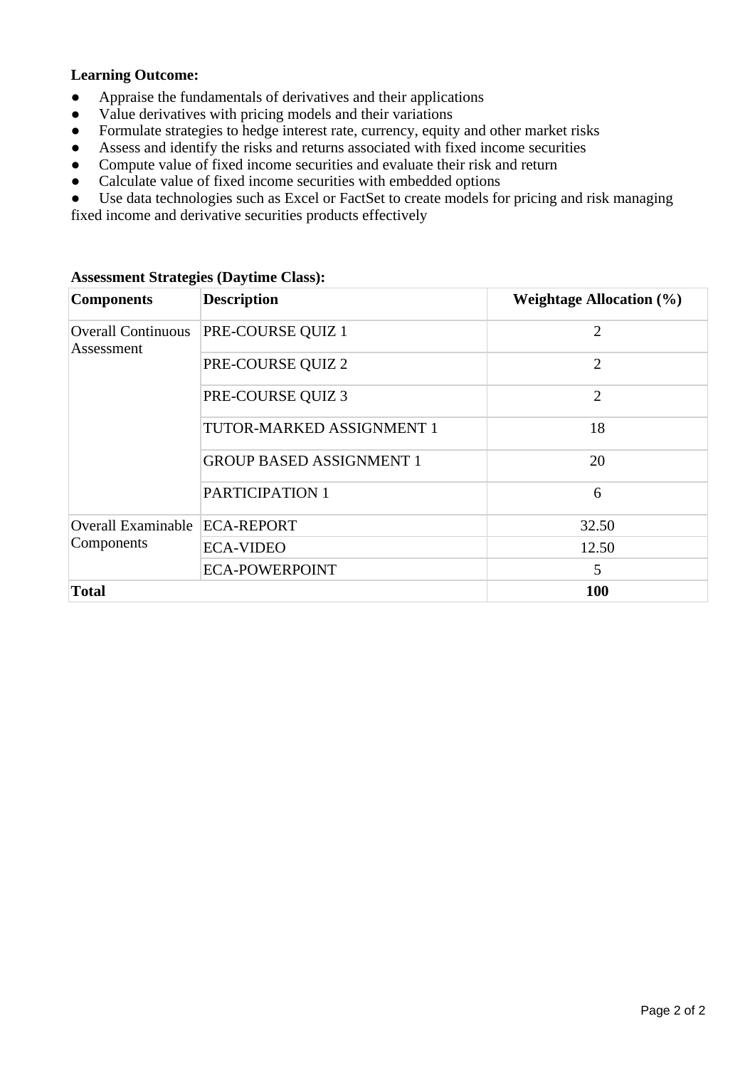**Learning Outcome:**

- Appraise the fundamentals of derivatives and their applications
- Value derivatives with pricing models and their variations
- Formulate strategies to hedge interest rate, currency, equity and other market risks
- Assess and identify the risks and returns associated with fixed income securities
- Compute value of fixed income securities and evaluate their risk and return
- Calculate value of fixed income securities with embedded options
- Use data technologies such as Excel or FactSet to create models for pricing and risk managing fixed income and derivative securities products effectively

**Assessment Strategies (Daytime Class):**

| Components | Description | Weightage Allocation (%) |
|---|---|---|
| Overall Continuous Assessment | PRE-COURSE QUIZ 1 | 2 |
| | PRE-COURSE QUIZ 2 | 2 |
| | PRE-COURSE QUIZ 3 | 2 |
| | TUTOR-MARKED ASSIGNMENT 1 | 18 |
| | GROUP BASED ASSIGNMENT 1 | 20 |
| | PARTICIPATION 1 | 6 |
| Overall Examinable Components | ECA-REPORT | 32.50 |
| | ECA-VIDEO | 12.50 |
| | ECA-POWERPOINT | 5 |
| **Total** | | **100** |